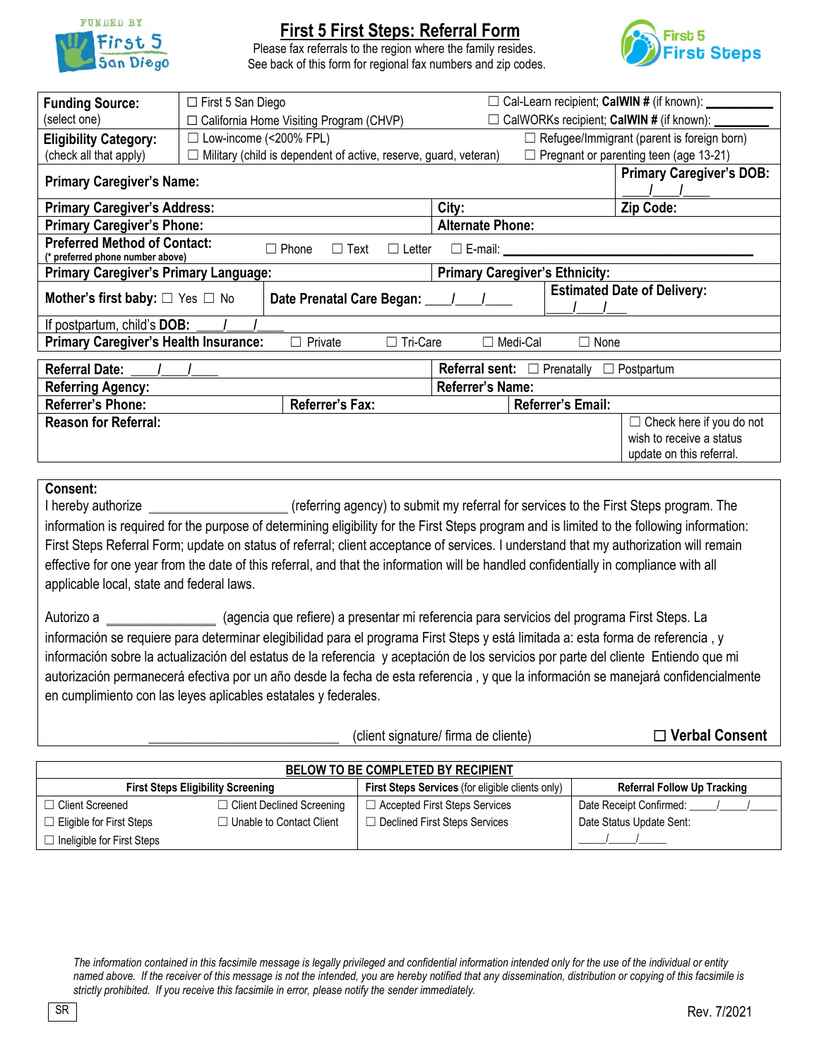Funded by First 5 San Diego

# First 5 First Steps: Referral Form

Please fax referrals to the region where the family resides.
See back of this form for regional fax numbers and zip codes.

First 5 First Steps

| | | |
|---|---|---|
| **Funding Source:** (select one) | ☐ First 5 San Diego<br>☐ California Home Visiting Program (CHVP) | ☐ Cal-Learn recipient; **CalWIN #** (if known): ________<br>☐ CalWORKs recipient; **CalWIN #** (if known): ________ |
| **Eligibility Category:** (check all that apply) | ☐ Low-income (<200% FPL)<br>☐ Military (child is dependent of active, reserve, guard, veteran) | ☐ Refugee/Immigrant (parent is foreign born)<br>☐ Pregnant or parenting teen (age 13-21) |

| | | |
|---|---|---|
| **Primary Caregiver's Name:** | | **Primary Caregiver's DOB:** ____/____/ |
| **Primary Caregiver's Address:** | **City:** | **Zip Code:** |
| **Primary Caregiver's Phone:** | **Alternate Phone:** | |
| **Preferred Method of Contact:** (* preferred phone number above) | ☐ Phone ☐ Text ☐ Letter ☐ E-mail: ____________________ | |
| **Primary Caregiver's Primary Language:** | **Primary Caregiver's Ethnicity:** | |
| **Mother's first baby:** ☐ Yes ☐ No | **Date Prenatal Care Began:** ____/____/____ | **Estimated Date of Delivery:** ____/____/____ |
| If postpartum, child's **DOB:** ____/____/____ | | |
| **Primary Caregiver's Health Insurance:** | ☐ Private ☐ Tri-Care ☐ Medi-Cal ☐ None | |

| | | |
|---|---|---|
| **Referral Date:** ____/____/____ | **Referral sent:** ☐ Prenatally ☐ Postpartum | |
| **Referring Agency:** | **Referrer's Name:** | |
| **Referrer's Phone:** | **Referrer's Fax:** | **Referrer's Email:** |
| **Reason for Referral:** | | ☐ Check here if you do not wish to receive a status update on this referral. |

**Consent:**

I hereby authorize ____________________ (referring agency) to submit my referral for services to the First Steps program. The information is required for the purpose of determining eligibility for the First Steps program and is limited to the following information: First Steps Referral Form; update on status of referral; client acceptance of services. I understand that my authorization will remain effective for one year from the date of this referral, and that the information will be handled confidentially in compliance with all applicable local, state and federal laws.

Autorizo a ________________ (agencia que refiere) a presentar mi referencia para servicios del programa First Steps. La información se requiere para determinar elegibilidad para el programa First Steps y está limitada a: esta forma de referencia , y información sobre la actualización del estatus de la referencia y aceptación de los servicios por parte del cliente Entiendo que mi autorización permanecerá efectiva por un año desde la fecha de esta referencia , y que la información se manejará confidencialmente en cumplimiento con las leyes aplicables estatales y federales.

______________________________ (client signature/ firma de cliente) ☐ **Verbal Consent**

**BELOW TO BE COMPLETED BY RECIPIENT**

| **First Steps Eligibility Screening** | | **First Steps Services** (for eligible clients only) | **Referral Follow Up Tracking** |
|---|---|---|---|
| ☐ Client Screened | ☐ Client Declined Screening | ☐ Accepted First Steps Services | Date Receipt Confirmed: ____/____/____ |
| ☐ Eligible for First Steps | ☐ Unable to Contact Client | ☐ Declined First Steps Services | Date Status Update Sent: |
| ☐ Ineligible for First Steps | | | ____/____/____ |

*The information contained in this facsimile message is legally privileged and confidential information intended only for the use of the individual or entity named above. If the receiver of this message is not the intended, you are hereby notified that any dissemination, distribution or copying of this facsimile is strictly prohibited. If you receive this facsimile in error, please notify the sender immediately.*

SR

Rev. 7/2021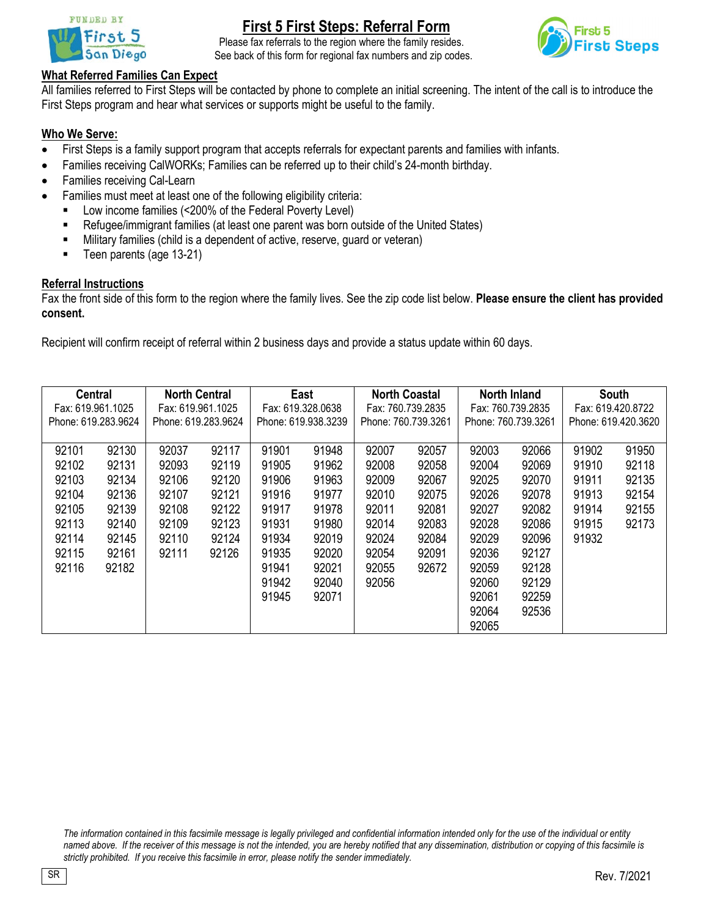# First 5 First Steps: Referral Form

Please fax referrals to the region where the family resides.
See back of this form for regional fax numbers and zip codes.

## What Referred Families Can Expect

All families referred to First Steps will be contacted by phone to complete an initial screening. The intent of the call is to introduce the First Steps program and hear what services or supports might be useful to the family.

## Who We Serve:

- First Steps is a family support program that accepts referrals for expectant parents and families with infants.
- Families receiving CalWORKs; Families can be referred up to their child's 24-month birthday.
- Families receiving Cal-Learn
- Families must meet at least one of the following eligibility criteria:
  - Low income families (<200% of the Federal Poverty Level)
  - Refugee/immigrant families (at least one parent was born outside of the United States)
  - Military families (child is a dependent of active, reserve, guard or veteran)
  - Teen parents (age 13-21)

## Referral Instructions

Fax the front side of this form to the region where the family lives. See the zip code list below. **Please ensure the client has provided consent.**

Recipient will confirm receipt of referral within 2 business days and provide a status update within 60 days.

| Central<br>Fax: 619.961.1025<br>Phone: 619.283.9624 | | North Central<br>Fax: 619.961.1025<br>Phone: 619.283.9624 | | East<br>Fax: 619.328.0638<br>Phone: 619.938.3239 | | North Coastal<br>Fax: 760.739.2835<br>Phone: 760.739.3261 | | North Inland<br>Fax: 760.739.2835<br>Phone: 760.739.3261 | | South<br>Fax: 619.420.8722<br>Phone: 619.420.3620 | |
|---|---|---|---|---|---|---|---|---|---|---|---|
| 92101 | 92130 | 92037 | 92117 | 91901 | 91948 | 92007 | 92057 | 92003 | 92066 | 91902 | 91950 |
| 92102 | 92131 | 92093 | 92119 | 91905 | 91962 | 92008 | 92058 | 92004 | 92069 | 91910 | 92118 |
| 92103 | 92134 | 92106 | 92120 | 91906 | 91963 | 92009 | 92067 | 92025 | 92070 | 91911 | 92135 |
| 92104 | 92136 | 92107 | 92121 | 91916 | 91977 | 92010 | 92075 | 92026 | 92078 | 91913 | 92154 |
| 92105 | 92139 | 92108 | 92122 | 91917 | 91978 | 92011 | 92081 | 92027 | 92082 | 91914 | 92155 |
| 92113 | 92140 | 92109 | 92123 | 91931 | 91980 | 92014 | 92083 | 92028 | 92086 | 91915 | 92173 |
| 92114 | 92145 | 92110 | 92124 | 91934 | 92019 | 92024 | 92084 | 92029 | 92096 | 91932 | |
| 92115 | 92161 | 92111 | 92126 | 91935 | 92020 | 92054 | 92091 | 92036 | 92127 | | |
| 92116 | 92182 | | | 91941 | 92021 | 92055 | 92672 | 92059 | 92128 | | |
| | | | | 91942 | 92040 | 92056 | | 92060 | 92129 | | |
| | | | | 91945 | 92071 | | | 92061 | 92259 | | |
| | | | | | | | | 92064 | 92536 | | |
| | | | | | | | | 92065 | | | |

*The information contained in this facsimile message is legally privileged and confidential information intended only for the use of the individual or entity named above. If the receiver of this message is not the intended, you are hereby notified that any dissemination, distribution or copying of this facsimile is strictly prohibited. If you receive this facsimile in error, please notify the sender immediately.*

SR

Rev. 7/2021